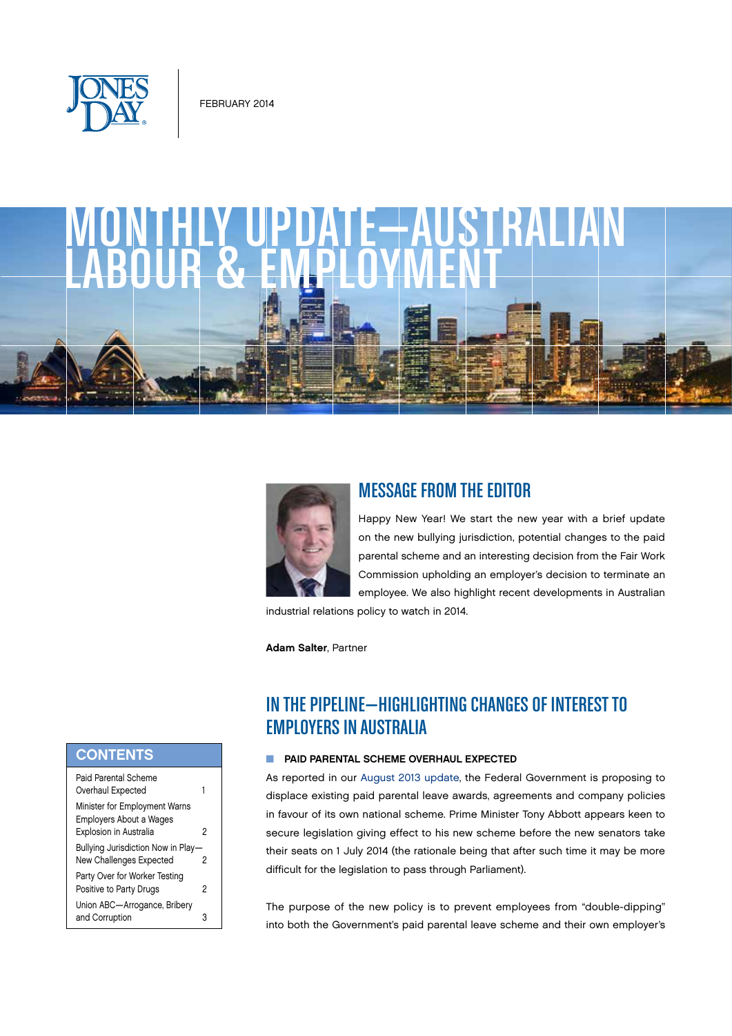FEBRUARY 2014

# MONTHLY UPDATE—AUSTRALIAN LABOUR & EMPLOYMENT

## MESSAGE FROM THE EDITOR

Happy New Year! We start the new year with a brief update on the new bullying jurisdiction, potential changes to the paid parental scheme and an interesting decision from the Fair Work Commission upholding an employer's decision to terminate an employee. We also highlight recent developments in Australian industrial relations policy to watch in 2014.

**Adam Salter**, Partner

## CONTENTS

| | |
|---|---|
| Paid Parental Scheme Overhaul Expected | 1 |
| Minister for Employment Warns Employers About a Wages Explosion in Australia | 2 |
| Bullying Jurisdiction Now in Play—New Challenges Expected | 2 |
| Party Over for Worker Testing Positive to Party Drugs | 2 |
| Union ABC—Arrogance, Bribery and Corruption | 3 |

## IN THE PIPELINE—HIGHLIGHTING CHANGES OF INTEREST TO EMPLOYERS IN AUSTRALIA

### PAID PARENTAL SCHEME OVERHAUL EXPECTED

As reported in our August 2013 update, the Federal Government is proposing to displace existing paid parental leave awards, agreements and company policies in favour of its own national scheme. Prime Minister Tony Abbott appears keen to secure legislation giving effect to his new scheme before the new senators take their seats on 1 July 2014 (the rationale being that after such time it may be more difficult for the legislation to pass through Parliament).

The purpose of the new policy is to prevent employees from "double-dipping" into both the Government's paid parental leave scheme and their own employer's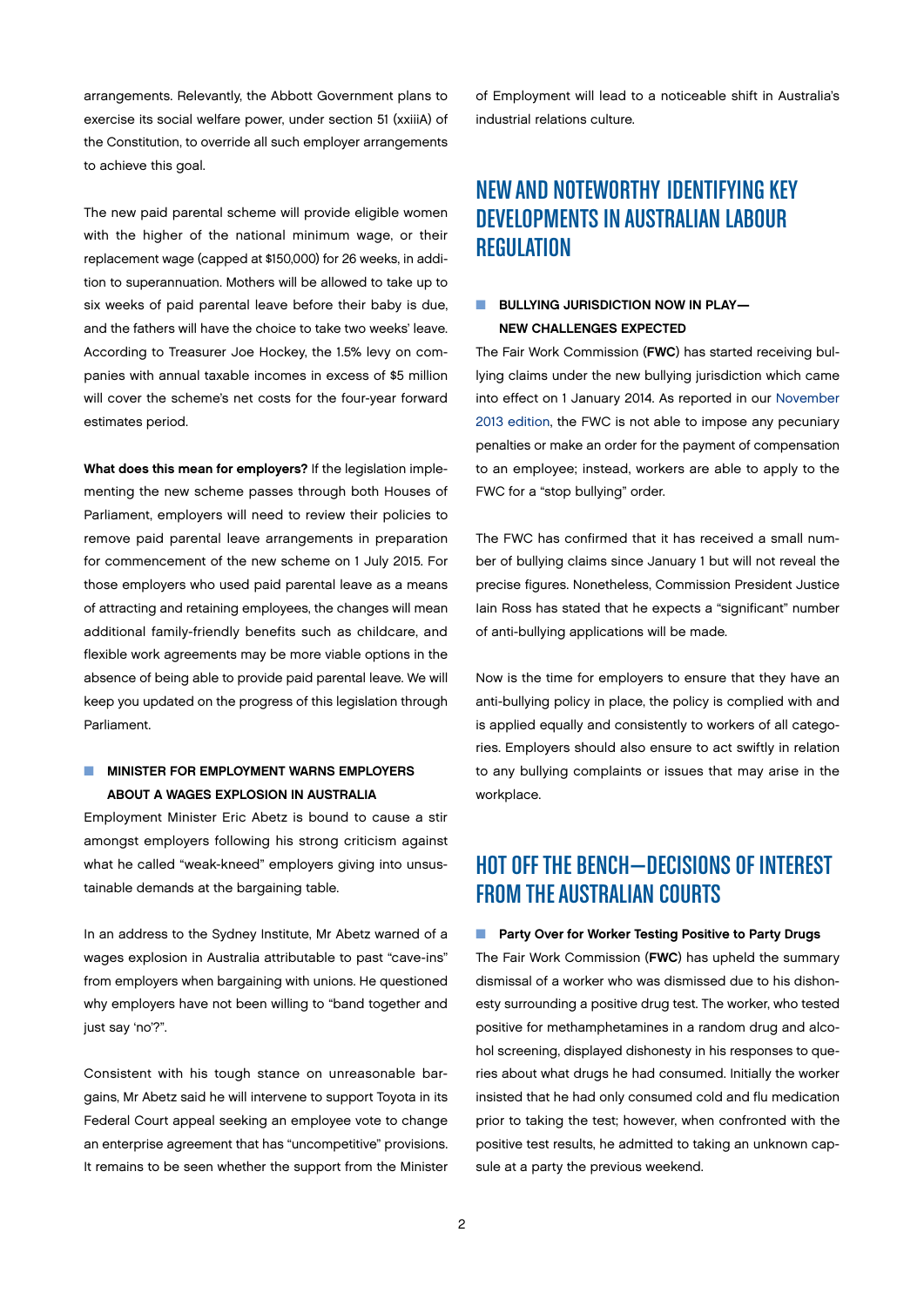arrangements. Relevantly, the Abbott Government plans to exercise its social welfare power, under section 51 (xxiiiA) of the Constitution, to override all such employer arrangements to achieve this goal.

The new paid parental scheme will provide eligible women with the higher of the national minimum wage, or their replacement wage (capped at $150,000) for 26 weeks, in addition to superannuation. Mothers will be allowed to take up to six weeks of paid parental leave before their baby is due, and the fathers will have the choice to take two weeks' leave. According to Treasurer Joe Hockey, the 1.5% levy on companies with annual taxable incomes in excess of $5 million will cover the scheme's net costs for the four-year forward estimates period.

**What does this mean for employers?** If the legislation implementing the new scheme passes through both Houses of Parliament, employers will need to review their policies to remove paid parental leave arrangements in preparation for commencement of the new scheme on 1 July 2015. For those employers who used paid parental leave as a means of attracting and retaining employees, the changes will mean additional family-friendly benefits such as childcare, and flexible work agreements may be more viable options in the absence of being able to provide paid parental leave. We will keep you updated on the progress of this legislation through Parliament.

### MINISTER FOR EMPLOYMENT WARNS EMPLOYERS ABOUT A WAGES EXPLOSION IN AUSTRALIA

Employment Minister Eric Abetz is bound to cause a stir amongst employers following his strong criticism against what he called "weak-kneed" employers giving into unsustainable demands at the bargaining table.

In an address to the Sydney Institute, Mr Abetz warned of a wages explosion in Australia attributable to past "cave-ins" from employers when bargaining with unions. He questioned why employers have not been willing to "band together and just say 'no'?".

Consistent with his tough stance on unreasonable bargains, Mr Abetz said he will intervene to support Toyota in its Federal Court appeal seeking an employee vote to change an enterprise agreement that has "uncompetitive" provisions. It remains to be seen whether the support from the Minister of Employment will lead to a noticeable shift in Australia's industrial relations culture.

## NEW AND NOTEWORTHY IDENTIFYING KEY DEVELOPMENTS IN AUSTRALIAN LABOUR REGULATION

### BULLYING JURISDICTION NOW IN PLAY—NEW CHALLENGES EXPECTED

The Fair Work Commission (**FWC**) has started receiving bullying claims under the new bullying jurisdiction which came into effect on 1 January 2014. As reported in our November 2013 edition, the FWC is not able to impose any pecuniary penalties or make an order for the payment of compensation to an employee; instead, workers are able to apply to the FWC for a "stop bullying" order.

The FWC has confirmed that it has received a small number of bullying claims since January 1 but will not reveal the precise figures. Nonetheless, Commission President Justice Iain Ross has stated that he expects a "significant" number of anti-bullying applications will be made.

Now is the time for employers to ensure that they have an anti-bullying policy in place, the policy is complied with and is applied equally and consistently to workers of all categories. Employers should also ensure to act swiftly in relation to any bullying complaints or issues that may arise in the workplace.

## HOT OFF THE BENCH—DECISIONS OF INTEREST FROM THE AUSTRALIAN COURTS

### Party Over for Worker Testing Positive to Party Drugs

The Fair Work Commission (**FWC**) has upheld the summary dismissal of a worker who was dismissed due to his dishonesty surrounding a positive drug test. The worker, who tested positive for methamphetamines in a random drug and alcohol screening, displayed dishonesty in his responses to queries about what drugs he had consumed. Initially the worker insisted that he had only consumed cold and flu medication prior to taking the test; however, when confronted with the positive test results, he admitted to taking an unknown capsule at a party the previous weekend.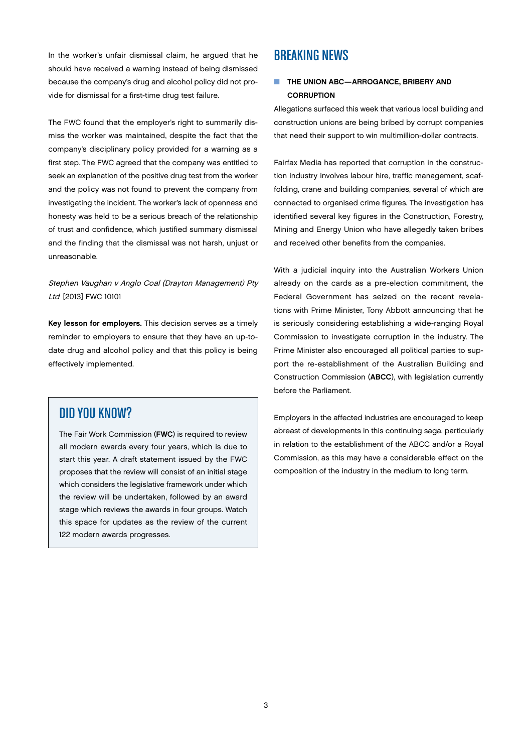In the worker's unfair dismissal claim, he argued that he should have received a warning instead of being dismissed because the company's drug and alcohol policy did not provide for dismissal for a first-time drug test failure.

The FWC found that the employer's right to summarily dismiss the worker was maintained, despite the fact that the company's disciplinary policy provided for a warning as a first step. The FWC agreed that the company was entitled to seek an explanation of the positive drug test from the worker and the policy was not found to prevent the company from investigating the incident. The worker's lack of openness and honesty was held to be a serious breach of the relationship of trust and confidence, which justified summary dismissal and the finding that the dismissal was not harsh, unjust or unreasonable.

*Stephen Vaughan v Anglo Coal (Drayton Management) Pty Ltd* [2013] FWC 10101

**Key lesson for employers.** This decision serves as a timely reminder to employers to ensure that they have an up-to-date drug and alcohol policy and that this policy is being effectively implemented.

## DID YOU KNOW?

The Fair Work Commission (**FWC**) is required to review all modern awards every four years, which is due to start this year. A draft statement issued by the FWC proposes that the review will consist of an initial stage which considers the legislative framework under which the review will be undertaken, followed by an award stage which reviews the awards in four groups. Watch this space for updates as the review of the current 122 modern awards progresses.

## BREAKING NEWS

### THE UNION ABC—ARROGANCE, BRIBERY AND CORRUPTION

Allegations surfaced this week that various local building and construction unions are being bribed by corrupt companies that need their support to win multimillion-dollar contracts.

Fairfax Media has reported that corruption in the construction industry involves labour hire, traffic management, scaffolding, crane and building companies, several of which are connected to organised crime figures. The investigation has identified several key figures in the Construction, Forestry, Mining and Energy Union who have allegedly taken bribes and received other benefits from the companies.

With a judicial inquiry into the Australian Workers Union already on the cards as a pre-election commitment, the Federal Government has seized on the recent revelations with Prime Minister, Tony Abbott announcing that he is seriously considering establishing a wide-ranging Royal Commission to investigate corruption in the industry. The Prime Minister also encouraged all political parties to support the re-establishment of the Australian Building and Construction Commission (**ABCC**), with legislation currently before the Parliament.

Employers in the affected industries are encouraged to keep abreast of developments in this continuing saga, particularly in relation to the establishment of the ABCC and/or a Royal Commission, as this may have a considerable effect on the composition of the industry in the medium to long term.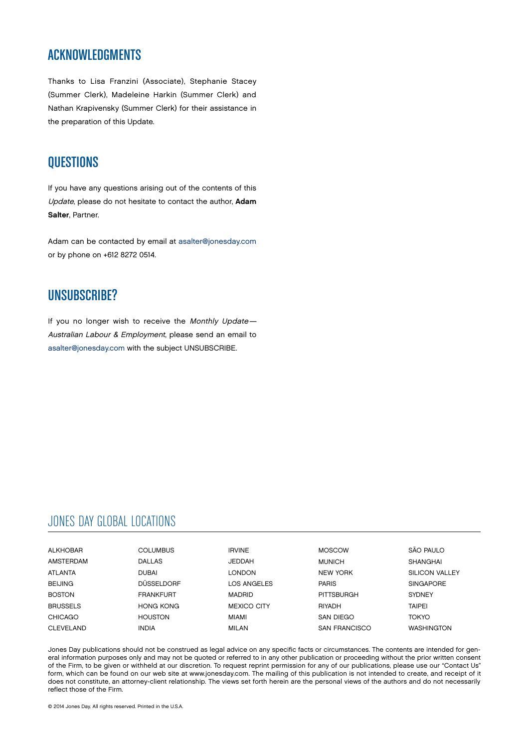## ACKNOWLEDGMENTS

Thanks to Lisa Franzini (Associate), Stephanie Stacey (Summer Clerk), Madeleine Harkin (Summer Clerk) and Nathan Krapivensky (Summer Clerk) for their assistance in the preparation of this Update.

## QUESTIONS

If you have any questions arising out of the contents of this *Update*, please do not hesitate to contact the author, **Adam Salter**, Partner.

Adam can be contacted by email at asalter@jonesday.com or by phone on +612 8272 0514.

## UNSUBSCRIBE?

If you no longer wish to receive the *Monthly Update—Australian Labour & Employment*, please send an email to asalter@jonesday.com with the subject UNSUBSCRIBE.

## JONES DAY GLOBAL LOCATIONS

| | | | | |
|---|---|---|---|---|
| ALKHOBAR | COLUMBUS | IRVINE | MOSCOW | SÃO PAULO |
| AMSTERDAM | DALLAS | JEDDAH | MUNICH | SHANGHAI |
| ATLANTA | DUBAI | LONDON | NEW YORK | SILICON VALLEY |
| BEIJING | DÜSSELDORF | LOS ANGELES | PARIS | SINGAPORE |
| BOSTON | FRANKFURT | MADRID | PITTSBURGH | SYDNEY |
| BRUSSELS | HONG KONG | MEXICO CITY | RIYADH | TAIPEI |
| CHICAGO | HOUSTON | MIAMI | SAN DIEGO | TOKYO |
| CLEVELAND | INDIA | MILAN | SAN FRANCISCO | WASHINGTON |

Jones Day publications should not be construed as legal advice on any specific facts or circumstances. The contents are intended for general information purposes only and may not be quoted or referred to in any other publication or proceeding without the prior written consent of the Firm, to be given or withheld at our discretion. To request reprint permission for any of our publications, please use our "Contact Us" form, which can be found on our web site at www.jonesday.com. The mailing of this publication is not intended to create, and receipt of it does not constitute, an attorney-client relationship. The views set forth herein are the personal views of the authors and do not necessarily reflect those of the Firm.

© 2014 Jones Day. All rights reserved. Printed in the U.S.A.